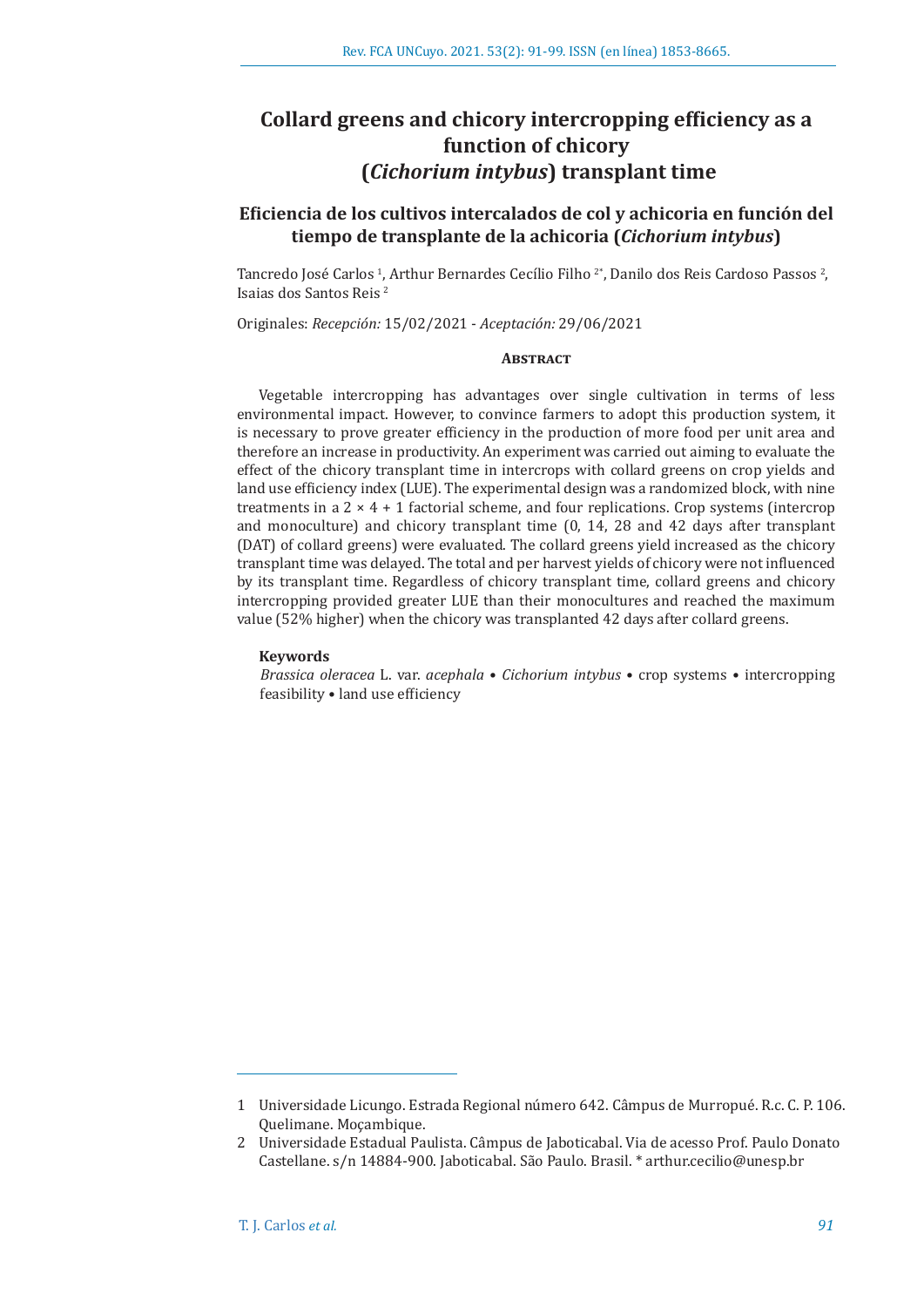# Collard greens and chicory intercropping efficiency as a function of chicory (*Cichorium intybus*) transplant time

## Eficiencia de los cultivos intercalados de col y achicoria en función del tiempo de transplante de la achicoria (*Cichorium intybus*)

Tancredo José Carlos [1], Arthur Bernardes Cecílio Filho [2*], Danilo dos Reis Cardoso Passos [2], Isaias dos Santos Reis [2]

Originales: *Recepción:* 15/02/2021 - *Aceptación:* 29/06/2021

### Abstract

Vegetable intercropping has advantages over single cultivation in terms of less environmental impact. However, to convince farmers to adopt this production system, it is necessary to prove greater efficiency in the production of more food per unit area and therefore an increase in productivity. An experiment was carried out aiming to evaluate the effect of the chicory transplant time in intercrops with collard greens on crop yields and land use efficiency index (LUE). The experimental design was a randomized block, with nine treatments in a 2 × 4 + 1 factorial scheme, and four replications. Crop systems (intercrop and monoculture) and chicory transplant time (0, 14, 28 and 42 days after transplant (DAT) of collard greens) were evaluated. The collard greens yield increased as the chicory transplant time was delayed. The total and per harvest yields of chicory were not influenced by its transplant time. Regardless of chicory transplant time, collard greens and chicory intercropping provided greater LUE than their monocultures and reached the maximum value (52% higher) when the chicory was transplanted 42 days after collard greens.

**Keywords**

*Brassica oleracea* L. var. *acephala* • *Cichorium intybus* • crop systems • intercropping feasibility • land use efficiency

---

1 Universidade Licungo. Estrada Regional número 642. Câmpus de Murropué. R.c. C. P. 106. Quelimane. Moçambique.

2 Universidade Estadual Paulista. Câmpus de Jaboticabal. Via de acesso Prof. Paulo Donato Castellane. s/n 14884-900. Jaboticabal. São Paulo. Brasil. * arthur.cecilio@unesp.br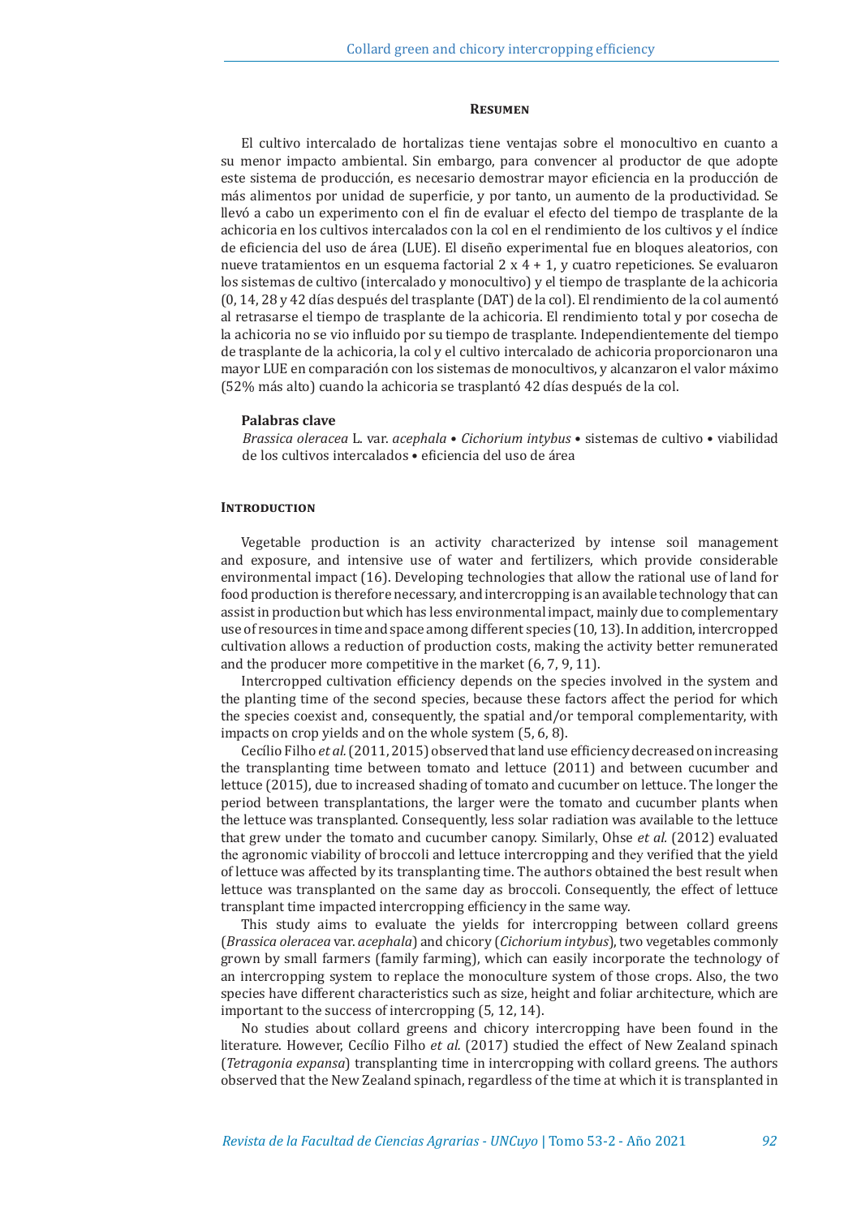## Resumen

El cultivo intercalado de hortalizas tiene ventajas sobre el monocultivo en cuanto a su menor impacto ambiental. Sin embargo, para convencer al productor de que adopte este sistema de producción, es necesario demostrar mayor eficiencia en la producción de más alimentos por unidad de superficie, y por tanto, un aumento de la productividad. Se llevó a cabo un experimento con el fin de evaluar el efecto del tiempo de trasplante de la achicoria en los cultivos intercalados con la col en el rendimiento de los cultivos y el índice de eficiencia del uso de área (LUE). El diseño experimental fue en bloques aleatorios, con nueve tratamientos en un esquema factorial 2 x 4 + 1, y cuatro repeticiones. Se evaluaron los sistemas de cultivo (intercalado y monocultivo) y el tiempo de trasplante de la achicoria (0, 14, 28 y 42 días después del trasplante (DAT) de la col). El rendimiento de la col aumentó al retrasarse el tiempo de trasplante de la achicoria. El rendimiento total y por cosecha de la achicoria no se vio influido por su tiempo de trasplante. Independientemente del tiempo de trasplante de la achicoria, la col y el cultivo intercalado de achicoria proporcionaron una mayor LUE en comparación con los sistemas de monocultivos, y alcanzaron el valor máximo (52% más alto) cuando la achicoria se trasplantó 42 días después de la col.

### Palabras clave

*Brassica oleracea* L. var. *acephala* • *Cichorium intybus* • sistemas de cultivo • viabilidad de los cultivos intercalados • eficiencia del uso de área

## Introduction

Vegetable production is an activity characterized by intense soil management and exposure, and intensive use of water and fertilizers, which provide considerable environmental impact (16). Developing technologies that allow the rational use of land for food production is therefore necessary, and intercropping is an available technology that can assist in production but which has less environmental impact, mainly due to complementary use of resources in time and space among different species (10, 13). In addition, intercropped cultivation allows a reduction of production costs, making the activity better remunerated and the producer more competitive in the market (6, 7, 9, 11).

Intercropped cultivation efficiency depends on the species involved in the system and the planting time of the second species, because these factors affect the period for which the species coexist and, consequently, the spatial and/or temporal complementarity, with impacts on crop yields and on the whole system (5, 6, 8).

Cecílio Filho *et al.* (2011, 2015) observed that land use efficiency decreased on increasing the transplanting time between tomato and lettuce (2011) and between cucumber and lettuce (2015), due to increased shading of tomato and cucumber on lettuce. The longer the period between transplantations, the larger were the tomato and cucumber plants when the lettuce was transplanted. Consequently, less solar radiation was available to the lettuce that grew under the tomato and cucumber canopy. Similarly, Ohse *et al.* (2012) evaluated the agronomic viability of broccoli and lettuce intercropping and they verified that the yield of lettuce was affected by its transplanting time. The authors obtained the best result when lettuce was transplanted on the same day as broccoli. Consequently, the effect of lettuce transplant time impacted intercropping efficiency in the same way.

This study aims to evaluate the yields for intercropping between collard greens (*Brassica oleracea* var. *acephala*) and chicory (*Cichorium intybus*), two vegetables commonly grown by small farmers (family farming), which can easily incorporate the technology of an intercropping system to replace the monoculture system of those crops. Also, the two species have different characteristics such as size, height and foliar architecture, which are important to the success of intercropping (5, 12, 14).

No studies about collard greens and chicory intercropping have been found in the literature. However, Cecílio Filho *et al.* (2017) studied the effect of New Zealand spinach (*Tetragonia expansa*) transplanting time in intercropping with collard greens. The authors observed that the New Zealand spinach, regardless of the time at which it is transplanted in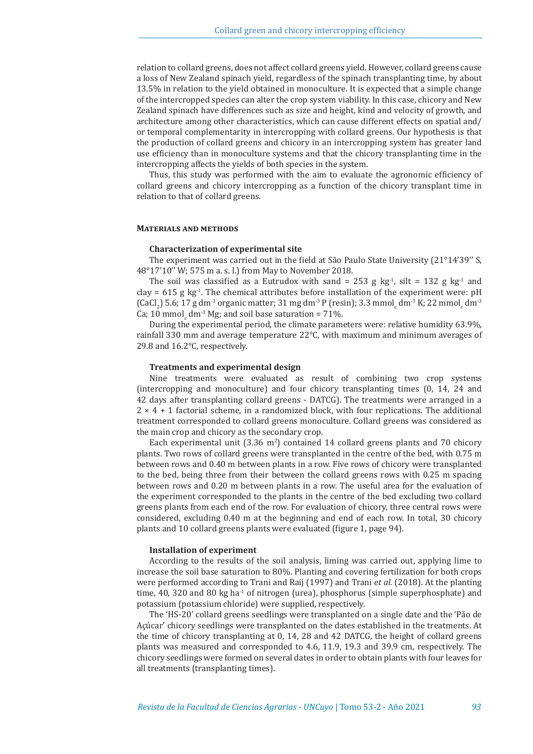relation to collard greens, does not affect collard greens yield. However, collard greens cause a loss of New Zealand spinach yield, regardless of the spinach transplanting time, by about 13.5% in relation to the yield obtained in monoculture. It is expected that a simple change of the intercropped species can alter the crop system viability. In this case, chicory and New Zealand spinach have differences such as size and height, kind and velocity of growth, and architecture among other characteristics, which can cause different effects on spatial and/or temporal complementarity in intercropping with collard greens. Our hypothesis is that the production of collard greens and chicory in an intercropping system has greater land use efficiency than in monoculture systems and that the chicory transplanting time in the intercropping affects the yields of both species in the system.

Thus, this study was performed with the aim to evaluate the agronomic efficiency of collard greens and chicory intercropping as a function of the chicory transplant time in relation to that of collard greens.

## Materials and methods

### Characterization of experimental site

The experiment was carried out in the field at São Paulo State University (21°14'39'' S, 48°17'10'' W; 575 m a. s. l.) from May to November 2018.

The soil was classified as a Eutrudox with sand = 253 g kg$^{-1}$, silt = 132 g kg$^{-1}$ and clay = 615 g kg$^{-1}$. The chemical attributes before installation of the experiment were: pH ($CaCl_2$) 5.6; 17 g dm$^{-3}$ organic matter; 31 mg dm$^{-3}$ P (resin); 3.3 mmol$_c$ dm$^{-3}$ K; 22 mmol$_c$ dm$^{-3}$ Ca; 10 mmol$_c$ dm$^{-3}$ Mg; and soil base saturation = 71%.

During the experimental period, the climate parameters were: relative humidity 63.9%, rainfall 330 mm and average temperature 22°C, with maximum and minimum averages of 29.8 and 16.2°C, respectively.

### Treatments and experimental design

Nine treatments were evaluated as result of combining two crop systems (intercropping and monoculture) and four chicory transplanting times (0, 14, 24 and 42 days after transplanting collard greens - DATCG). The treatments were arranged in a 2 × 4 + 1 factorial scheme, in a randomized block, with four replications. The additional treatment corresponded to collard greens monoculture. Collard greens was considered as the main crop and chicory as the secondary crop.

Each experimental unit (3.36 m$^2$) contained 14 collard greens plants and 70 chicory plants. Two rows of collard greens were transplanted in the centre of the bed, with 0.75 m between rows and 0.40 m between plants in a row. Five rows of chicory were transplanted to the bed, being three from their between the collard greens rows with 0.25 m spacing between rows and 0.20 m between plants in a row. The useful area for the evaluation of the experiment corresponded to the plants in the centre of the bed excluding two collard greens plants from each end of the row. For evaluation of chicory, three central rows were considered, excluding 0.40 m at the beginning and end of each row. In total, 30 chicory plants and 10 collard greens plants were evaluated (figure 1, page 94).

### Installation of experiment

According to the results of the soil analysis, liming was carried out, applying lime to increase the soil base saturation to 80%. Planting and covering fertilization for both crops were performed according to Trani and Raij (1997) and Trani *et al.* (2018). At the planting time, 40, 320 and 80 kg ha$^{-1}$ of nitrogen (urea), phosphorus (simple superphosphate) and potassium (potassium chloride) were supplied, respectively.

The 'HS-20' collard greens seedlings were transplanted on a single date and the 'Pão de Açúcar' chicory seedlings were transplanted on the dates established in the treatments. At the time of chicory transplanting at 0, 14, 28 and 42 DATCG, the height of collard greens plants was measured and corresponded to 4.6, 11.9, 19.3 and 39.9 cm, respectively. The chicory seedlings were formed on several dates in order to obtain plants with four leaves for all treatments (transplanting times).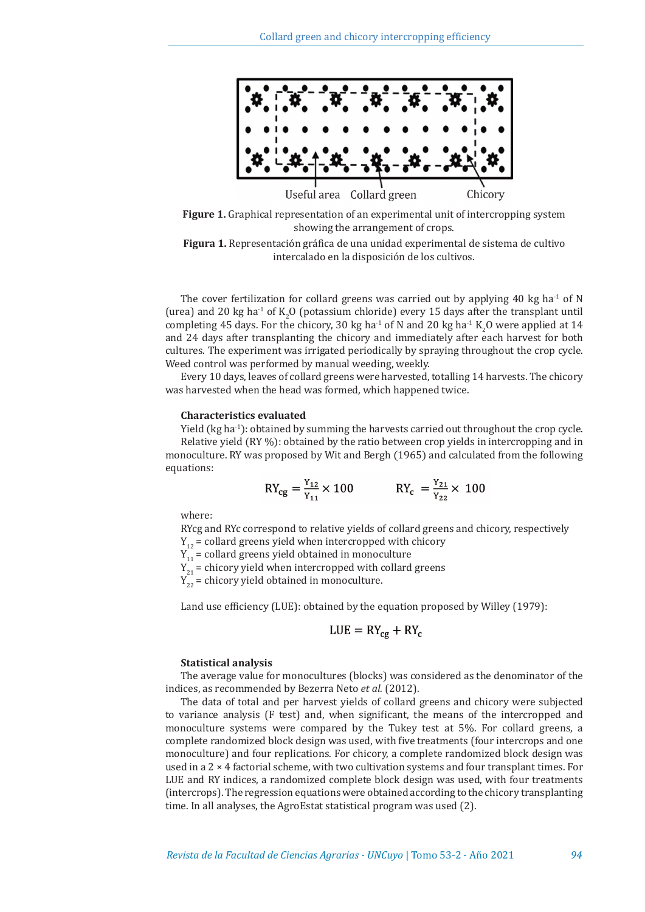Useful area Collard green Chicory

**Figure 1.** Graphical representation of an experimental unit of intercropping system showing the arrangement of crops.

**Figura 1.** Representación gráfica de una unidad experimental de sistema de cultivo intercalado en la disposición de los cultivos.

The cover fertilization for collard greens was carried out by applying 40 kg ha$^{-1}$ of N (urea) and 20 kg ha$^{-1}$ of $K_2O$ (potassium chloride) every 15 days after the transplant until completing 45 days. For the chicory, 30 kg ha$^{-1}$ of N and 20 kg ha$^{-1}$ $K_2O$ were applied at 14 and 24 days after transplanting the chicory and immediately after each harvest for both cultures. The experiment was irrigated periodically by spraying throughout the crop cycle. Weed control was performed by manual weeding, weekly.

Every 10 days, leaves of collard greens were harvested, totalling 14 harvests. The chicory was harvested when the head was formed, which happened twice.

### Characteristics evaluated

Yield (kg ha$^{-1}$): obtained by summing the harvests carried out throughout the crop cycle.

Relative yield (RY %): obtained by the ratio between crop yields in intercropping and in monoculture. RY was proposed by Wit and Bergh (1965) and calculated from the following equations:

$$RY_{cg} = \frac{Y_{12}}{Y_{11}} \times 100 \qquad RY_c = \frac{Y_{21}}{Y_{22}} \times 100$$

where:

RYcg and RYc correspond to relative yields of collard greens and chicory, respectively

$Y_{12}$ = collard greens yield when intercropped with chicory

$Y_{11}$ = collard greens yield obtained in monoculture

$Y_{21}$ = chicory yield when intercropped with collard greens

$Y_{22}$ = chicory yield obtained in monoculture.

Land use efficiency (LUE): obtained by the equation proposed by Willey (1979):

$$LUE = RY_{cg} + RY_c$$

### Statistical analysis

The average value for monocultures (blocks) was considered as the denominator of the indices, as recommended by Bezerra Neto *et al.* (2012).

The data of total and per harvest yields of collard greens and chicory were subjected to variance analysis (F test) and, when significant, the means of the intercropped and monoculture systems were compared by the Tukey test at 5%. For collard greens, a complete randomized block design was used, with five treatments (four intercrops and one monoculture) and four replications. For chicory, a complete randomized block design was used in a 2 × 4 factorial scheme, with two cultivation systems and four transplant times. For LUE and RY indices, a randomized complete block design was used, with four treatments (intercrops). The regression equations were obtained according to the chicory transplanting time. In all analyses, the AgroEstat statistical program was used (2).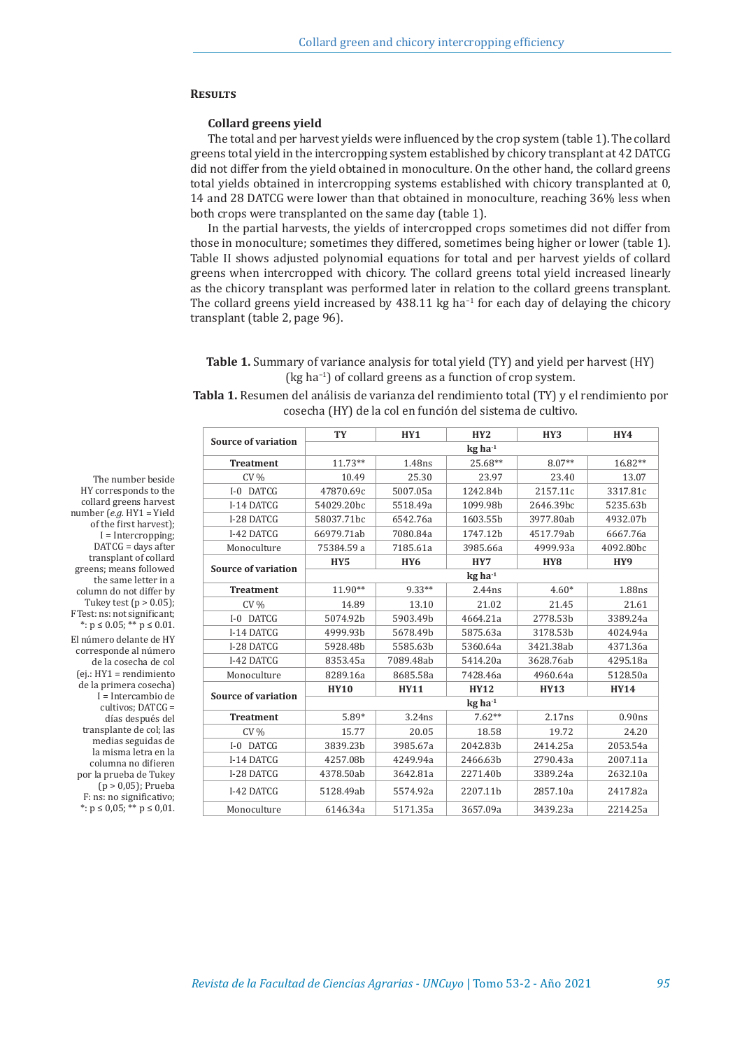## Results

### Collard greens yield

The total and per harvest yields were influenced by the crop system (table 1). The collard greens total yield in the intercropping system established by chicory transplant at 42 DATCG did not differ from the yield obtained in monoculture. On the other hand, the collard greens total yields obtained in intercropping systems established with chicory transplanted at 0, 14 and 28 DATCG were lower than that obtained in monoculture, reaching 36% less when both crops were transplanted on the same day (table 1).

In the partial harvests, the yields of intercropped crops sometimes did not differ from those in monoculture; sometimes they differed, sometimes being higher or lower (table 1). Table II shows adjusted polynomial equations for total and per harvest yields of collard greens when intercropped with chicory. The collard greens total yield increased linearly as the chicory transplant was performed later in relation to the collard greens transplant. The collard greens yield increased by 438.11 kg ha$^{-1}$ for each day of delaying the chicory transplant (table 2, page 96).

**Table 1.** Summary of variance analysis for total yield (TY) and yield per harvest (HY) (kg ha$^{-1}$) of collard greens as a function of crop system.

**Tabla 1.** Resumen del análisis de varianza del rendimiento total (TY) y el rendimiento por cosecha (HY) de la col en función del sistema de cultivo.

| Source of variation | TY | HY1 | HY2 | HY3 | HY4 |
|---|---|---|---|---|---|
| | kg ha$^{-1}$ | | | | |
| **Treatment** | 11.73** | 1.48ns | 25.68** | 8.07** | 16.82** |
| CV % | 10.49 | 25.30 | 23.97 | 23.40 | 13.07 |
| I-0 DATCG | 47870.69c | 5007.05a | 1242.84b | 2157.11c | 3317.81c |
| I-14 DATCG | 54029.20bc | 5518.49a | 1099.98b | 2646.39bc | 5235.63b |
| I-28 DATCG | 58037.71bc | 6542.76a | 1603.55b | 3977.80ab | 4932.07b |
| I-42 DATCG | 66979.71ab | 7080.84a | 1747.12b | 4517.79ab | 6667.76a |
| Monoculture | 75384.59 a | 7185.61a | 3985.66a | 4999.93a | 4092.80bc |
| **Source of variation** | **HY5** | **HY6** | **HY7** | **HY8** | **HY9** |
| | kg ha$^{-1}$ | | | | |
| **Treatment** | 11.90** | 9.33** | 2.44ns | 4.60* | 1.88ns |
| CV % | 14.89 | 13.10 | 21.02 | 21.45 | 21.61 |
| I-0 DATCG | 5074.92b | 5903.49b | 4664.21a | 2778.53b | 3389.24a |
| I-14 DATCG | 4999.93b | 5678.49b | 5875.63a | 3178.53b | 4024.94a |
| I-28 DATCG | 5928.48b | 5585.63b | 5360.64a | 3421.38ab | 4371.36a |
| I-42 DATCG | 8353.45a | 7089.48ab | 5414.20a | 3628.76ab | 4295.18a |
| Monoculture | 8289.16a | 8685.58a | 7428.46a | 4960.64a | 5128.50a |
| **Source of variation** | **HY10** | **HY11** | **HY12** | **HY13** | **HY14** |
| | kg ha$^{-1}$ | | | | |
| **Treatment** | 5.89* | 3.24ns | 7.62** | 2.17ns | 0.90ns |
| CV % | 15.77 | 20.05 | 18.58 | 19.72 | 24.20 |
| I-0 DATCG | 3839.23b | 3985.67a | 2042.83b | 2414.25a | 2053.54a |
| I-14 DATCG | 4257.08b | 4249.94a | 2466.63b | 2790.43a | 2007.11a |
| I-28 DATCG | 4378.50ab | 3642.81a | 2271.40b | 3389.24a | 2632.10a |
| I-42 DATCG | 5128.49ab | 5574.92a | 2207.11b | 2857.10a | 2417.82a |
| Monoculture | 6146.34a | 5171.35a | 3657.09a | 3439.23a | 2214.25a |

The number beside HY corresponds to the collard greens harvest number (*e.g.* HY1 = Yield of the first harvest); I = Intercropping; DATCG = days after transplant of collard greens; means followed the same letter in a column do not differ by Tukey test ($p > 0.05$); F Test: ns: not significant; *: $p \leq 0.05$; ** $p \leq 0.01$.

El número delante de HY corresponde al número de la cosecha de col (ej.: HY1 = rendimiento de la primera cosecha) I = Intercambio de cultivos; DATCG = días después del transplante de col; las medias seguidas de la misma letra en la columna no difieren por la prueba de Tukey ($p > 0,05$); Prueba F: ns: no significativo; *: $p \leq 0,05$; ** $p \leq 0,01$.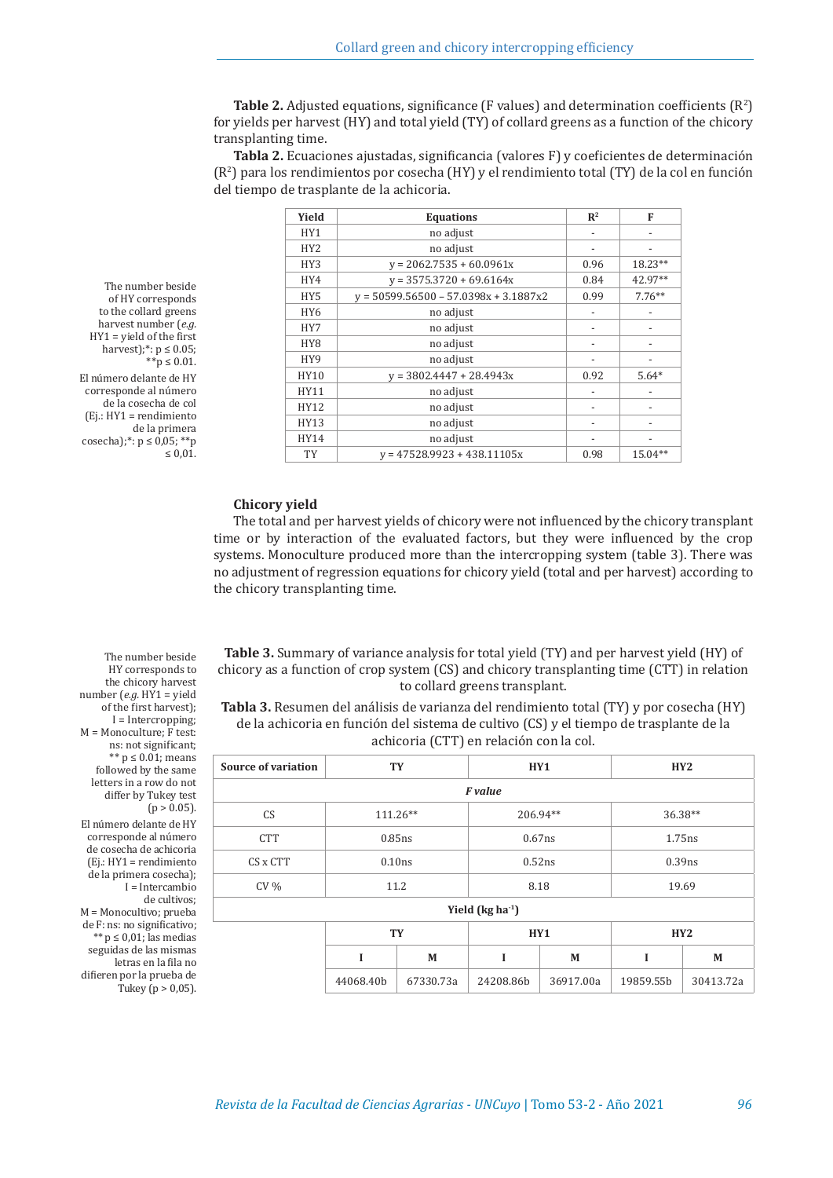**Table 2.** Adjusted equations, significance (F values) and determination coefficients ($R^2$) for yields per harvest (HY) and total yield (TY) of collard greens as a function of the chicory transplanting time.

**Tabla 2.** Ecuaciones ajustadas, significancia (valores F) y coeficientes de determinación ($R^2$) para los rendimientos por cosecha (HY) y el rendimiento total (TY) de la col en función del tiempo de trasplante de la achicoria.

| Yield | Equations | $R^2$ | F |
|---|---|---|---|
| HY1 | no adjust | - | - |
| HY2 | no adjust | - | - |
| HY3 | $y = 2062.7535 + 60.0961x$ | 0.96 | 18.23** |
| HY4 | $y = 3575.3720 + 69.6164x$ | 0.84 | 42.97** |
| HY5 | $y = 50599.56500 - 57.0398x + 3.1887x^2$ | 0.99 | 7.76** |
| HY6 | no adjust | - | - |
| HY7 | no adjust | - | - |
| HY8 | no adjust | - | - |
| HY9 | no adjust | - | - |
| HY10 | $y = 3802.4447 + 28.4943x$ | 0.92 | 5.64* |
| HY11 | no adjust | - | - |
| HY12 | no adjust | - | - |
| HY13 | no adjust | - | - |
| HY14 | no adjust | - | - |
| TY | $y = 47528.9923 + 438.11105x$ | 0.98 | 15.04** |

The number beside of HY corresponds to the collard greens harvest number (*e.g.* HY1 = yield of the first harvest);*: $p \leq 0.05$; **$p \leq 0.01$.

El número delante de HY corresponde al número de la cosecha de col (Ej.: HY1 = rendimiento de la primera cosecha);*: $p \leq 0,05$; **$p \leq 0,01$.

### Chicory yield

The total and per harvest yields of chicory were not influenced by the chicory transplant time or by interaction of the evaluated factors, but they were influenced by the crop systems. Monoculture produced more than the intercropping system (table 3). There was no adjustment of regression equations for chicory yield (total and per harvest) according to the chicory transplanting time.

**Table 3.** Summary of variance analysis for total yield (TY) and per harvest yield (HY) of chicory as a function of crop system (CS) and chicory transplanting time (CTT) in relation to collard greens transplant.

**Tabla 3.** Resumen del análisis de varianza del rendimiento total (TY) y por cosecha (HY) de la achicoria en función del sistema de cultivo (CS) y el tiempo de trasplante de la achicoria (CTT) en relación con la col.

| Source of variation | TY | | HY1 | | HY2 | |
|---|---|---|---|---|---|---|
| | ***F value*** | | | | | |
| CS | 111.26** | | 206.94** | | 36.38** | |
| CTT | 0.85ns | | 0.67ns | | 1.75ns | |
| CS x CTT | 0.10ns | | 0.52ns | | 0.39ns | |
| CV % | 11.2 | | 8.18 | | 19.69 | |
| | **Yield (kg $ha^{-1}$)** | | | | | |
| | **TY** | | **HY1** | | **HY2** | |
| | **I** | **M** | **I** | **M** | **I** | **M** |
| | 44068.40b | 67330.73a | 24208.86b | 36917.00a | 19859.55b | 30413.72a |

The number beside HY corresponds to the chicory harvest number (*e.g.* HY1 = yield of the first harvest); I = Intercropping; M = Monoculture; F test: ns: not significant; ** $p \leq 0.01$; means followed by the same letters in a row do not differ by Tukey test ($p > 0.05$).

El número delante de HY corresponde al número de cosecha de achicoria (Ej.: HY1 = rendimiento de la primera cosecha); I = Intercambio de cultivos; M = Monocultivo; prueba de F: ns: no significativo; ** $p \leq 0,01$; las medias seguidas de las mismas letras en la fila no difieren por la prueba de Tukey ($p > 0,05$).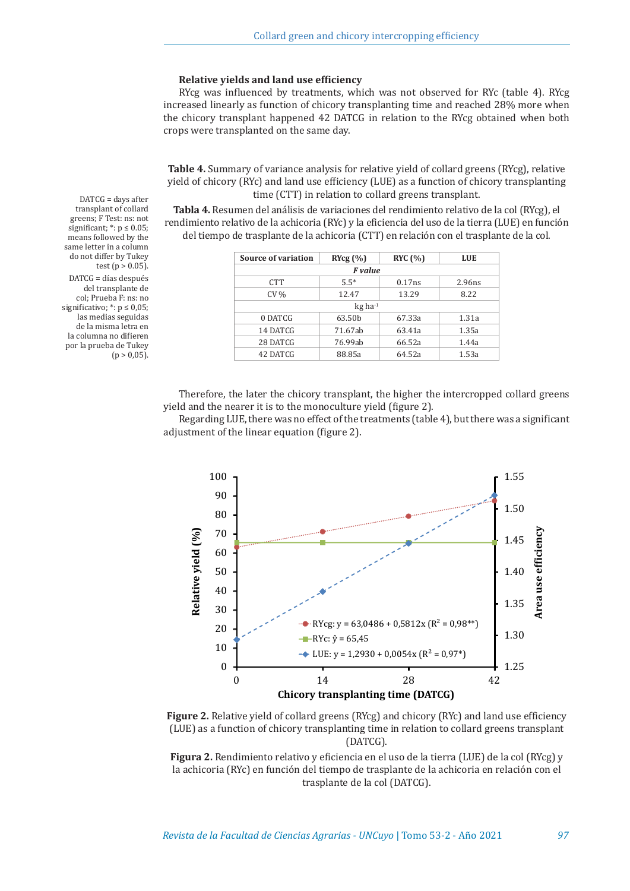### Relative yields and land use efficiency

RYcg was influenced by treatments, which was not observed for RYc (table 4). RYcg increased linearly as function of chicory transplanting time and reached 28% more when the chicory transplant happened 42 DATCG in relation to the RYcg obtained when both crops were transplanted on the same day.

**Table 4.** Summary of variance analysis for relative yield of collard greens (RYcg), relative yield of chicory (RYc) and land use efficiency (LUE) as a function of chicory transplanting time (CTT) in relation to collard greens transplant.

**Tabla 4.** Resumen del análisis de variaciones del rendimiento relativo de la col (RYcg), el rendimiento relativo de la achicoria (RYc) y la eficiencia del uso de la tierra (LUE) en función del tiempo de trasplante de la achicoria (CTT) en relación con el trasplante de la col.

| Source of variation | RYcg (%) | RYC (%) | LUE |
|---|---|---|---|
| | ***F value*** | | |
| CTT | 5.5* | 0.17ns | 2.96ns |
| CV % | 12.47 | 13.29 | 8.22 |
| | kg ha$^{-1}$ | | |
| 0 DATCG | 63.50b | 67.33a | 1.31a |
| 14 DATCG | 71.67ab | 63.41a | 1.35a |
| 28 DATCG | 76.99ab | 66.52a | 1.44a |
| 42 DATCG | 88.85a | 64.52a | 1.53a |

DATCG = days after transplant of collard greens; F Test: ns: not significant; *: $p \leq 0.05$; means followed by the same letter in a column do not differ by Tukey test ($p > 0.05$).

DATCG = días después del transplante de col; Prueba F: ns: no significativo; *: $p \leq 0{,}05$; las medias seguidas de la misma letra en la columna no difieren por la prueba de Tukey ($p > 0{,}05$).

Therefore, the later the chicory transplant, the higher the intercropped collard greens yield and the nearer it is to the monoculture yield (figure 2).

Regarding LUE, there was no effect of the treatments (table 4), but there was a significant adjustment of the linear equation (figure 2).

**Figure 2.** Relative yield of collard greens (RYcg) and chicory (RYc) and land use efficiency (LUE) as a function of chicory transplanting time in relation to collard greens transplant (DATCG).

**Figura 2.** Rendimiento relativo y eficiencia en el uso de la tierra (LUE) de la col (RYcg) y la achicoria (RYc) en función del tiempo de trasplante de la achicoria en relación con el trasplante de la col (DATCG).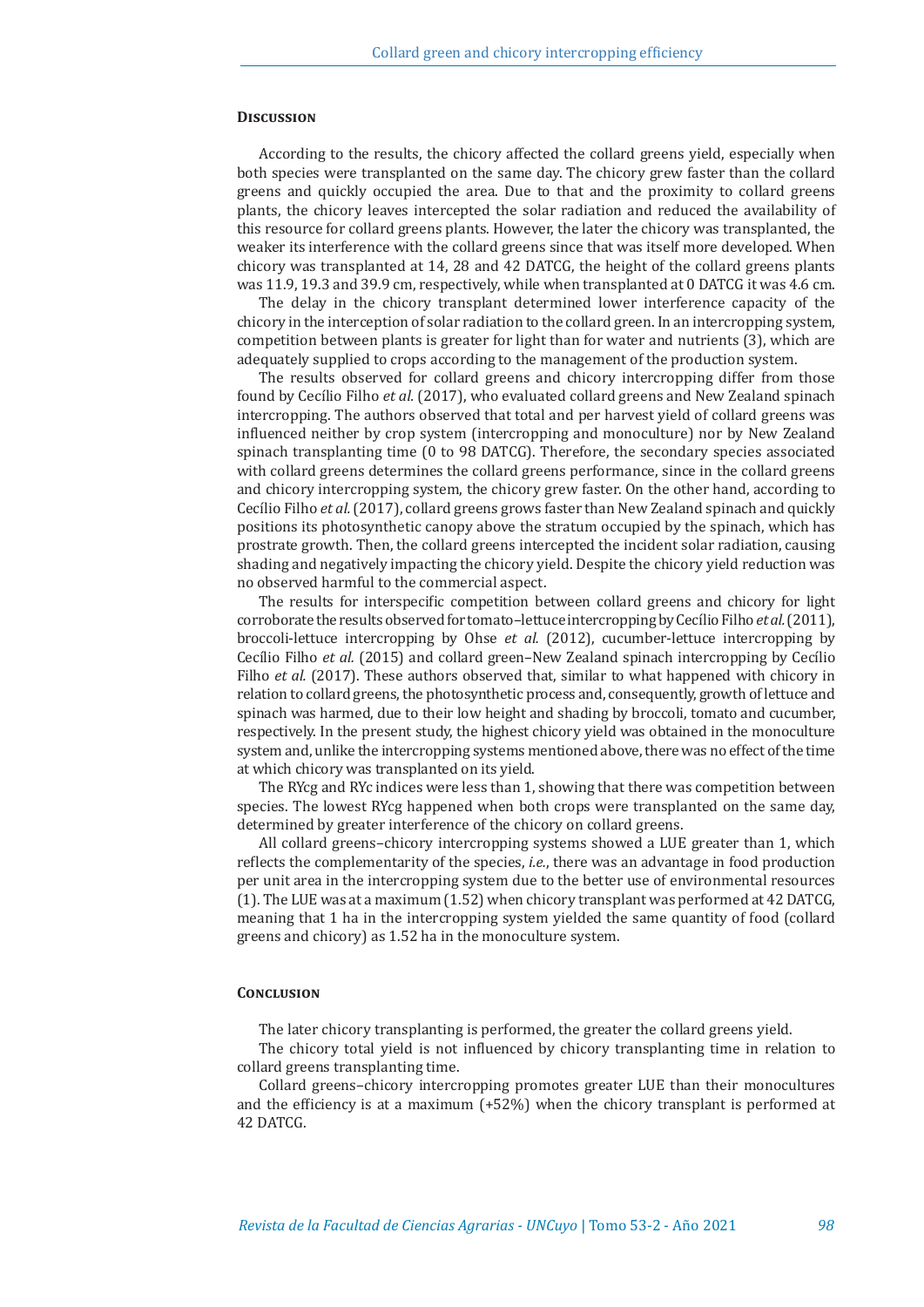## Discussion

According to the results, the chicory affected the collard greens yield, especially when both species were transplanted on the same day. The chicory grew faster than the collard greens and quickly occupied the area. Due to that and the proximity to collard greens plants, the chicory leaves intercepted the solar radiation and reduced the availability of this resource for collard greens plants. However, the later the chicory was transplanted, the weaker its interference with the collard greens since that was itself more developed. When chicory was transplanted at 14, 28 and 42 DATCG, the height of the collard greens plants was 11.9, 19.3 and 39.9 cm, respectively, while when transplanted at 0 DATCG it was 4.6 cm.

The delay in the chicory transplant determined lower interference capacity of the chicory in the interception of solar radiation to the collard green. In an intercropping system, competition between plants is greater for light than for water and nutrients (3), which are adequately supplied to crops according to the management of the production system.

The results observed for collard greens and chicory intercropping differ from those found by Cecílio Filho *et al.* (2017), who evaluated collard greens and New Zealand spinach intercropping. The authors observed that total and per harvest yield of collard greens was influenced neither by crop system (intercropping and monoculture) nor by New Zealand spinach transplanting time (0 to 98 DATCG). Therefore, the secondary species associated with collard greens determines the collard greens performance, since in the collard greens and chicory intercropping system, the chicory grew faster. On the other hand, according to Cecílio Filho *et al.* (2017), collard greens grows faster than New Zealand spinach and quickly positions its photosynthetic canopy above the stratum occupied by the spinach, which has prostrate growth. Then, the collard greens intercepted the incident solar radiation, causing shading and negatively impacting the chicory yield. Despite the chicory yield reduction was no observed harmful to the commercial aspect.

The results for interspecific competition between collard greens and chicory for light corroborate the results observed for tomato–lettuce intercropping by Cecílio Filho *et al.* (2011), broccoli-lettuce intercropping by Ohse *et al.* (2012), cucumber-lettuce intercropping by Cecílio Filho *et al.* (2015) and collard green–New Zealand spinach intercropping by Cecílio Filho *et al.* (2017). These authors observed that, similar to what happened with chicory in relation to collard greens, the photosynthetic process and, consequently, growth of lettuce and spinach was harmed, due to their low height and shading by broccoli, tomato and cucumber, respectively. In the present study, the highest chicory yield was obtained in the monoculture system and, unlike the intercropping systems mentioned above, there was no effect of the time at which chicory was transplanted on its yield.

The RYcg and RYc indices were less than 1, showing that there was competition between species. The lowest RYcg happened when both crops were transplanted on the same day, determined by greater interference of the chicory on collard greens.

All collard greens–chicory intercropping systems showed a LUE greater than 1, which reflects the complementarity of the species, *i.e.*, there was an advantage in food production per unit area in the intercropping system due to the better use of environmental resources (1). The LUE was at a maximum (1.52) when chicory transplant was performed at 42 DATCG, meaning that 1 ha in the intercropping system yielded the same quantity of food (collard greens and chicory) as 1.52 ha in the monoculture system.

## Conclusion

The later chicory transplanting is performed, the greater the collard greens yield.

The chicory total yield is not influenced by chicory transplanting time in relation to collard greens transplanting time.

Collard greens–chicory intercropping promotes greater LUE than their monocultures and the efficiency is at a maximum (+52%) when the chicory transplant is performed at 42 DATCG.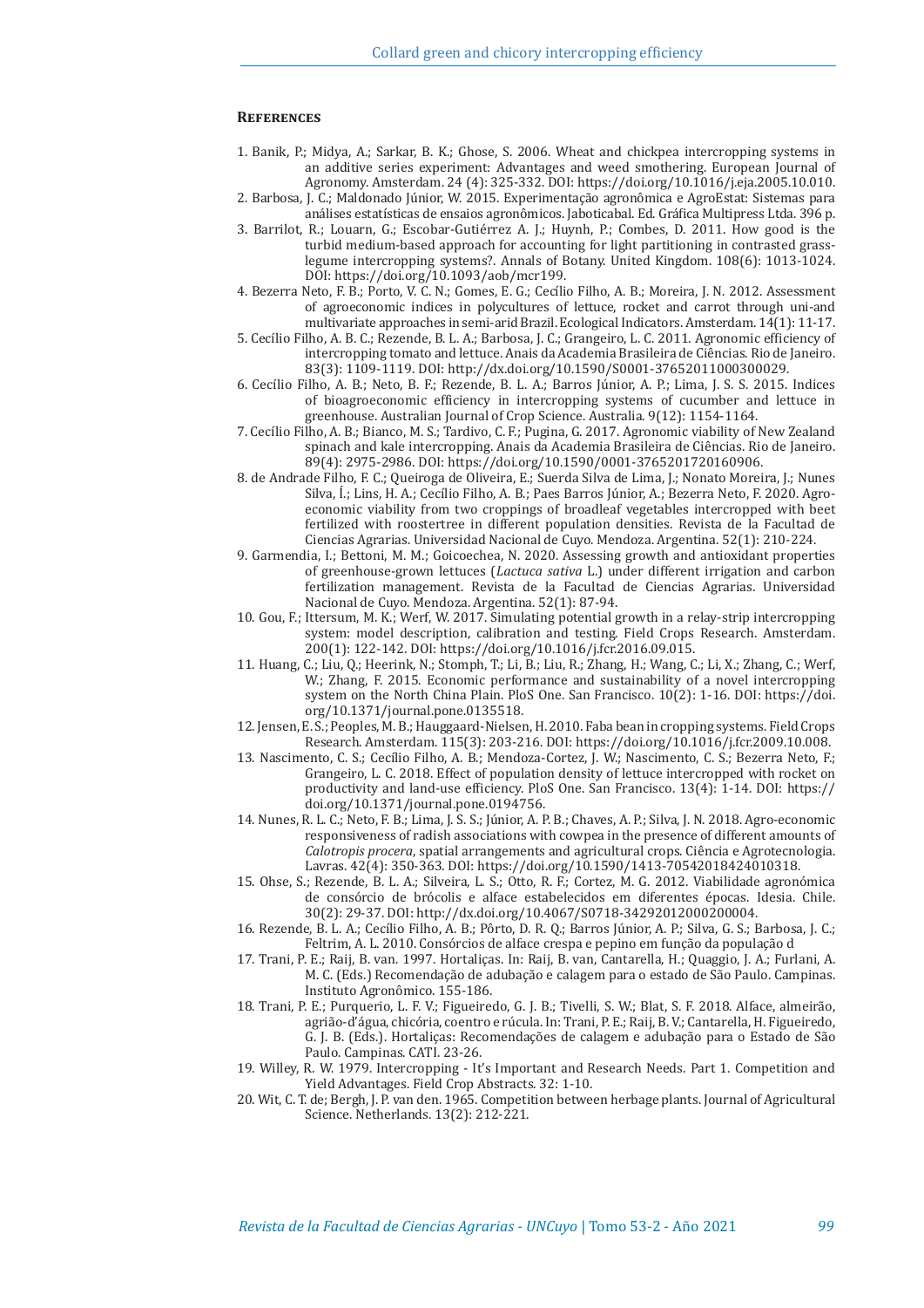## References

1. Banik, P.; Midya, A.; Sarkar, B. K.; Ghose, S. 2006. Wheat and chickpea intercropping systems in an additive series experiment: Advantages and weed smothering. European Journal of Agronomy. Amsterdam. 24 (4): 325-332. DOI: https://doi.org/10.1016/j.eja.2005.10.010.
2. Barbosa, J. C.; Maldonado Júnior, W. 2015. Experimentação agronômica e AgroEstat: Sistemas para análises estatísticas de ensaios agronômicos. Jaboticabal. Ed. Gráfica Multipress Ltda. 396 p.
3. Barrilot, R.; Louarn, G.; Escobar-Gutiérrez A. J.; Huynh, P.; Combes, D. 2011. How good is the turbid medium-based approach for accounting for light partitioning in contrasted grass-legume intercropping systems?. Annals of Botany. United Kingdom. 108(6): 1013-1024. DOI: https://doi.org/10.1093/aob/mcr199.
4. Bezerra Neto, F. B.; Porto, V. C. N.; Gomes, E. G.; Cecílio Filho, A. B.; Moreira, J. N. 2012. Assessment of agroeconomic indices in polycultures of lettuce, rocket and carrot through uni-and multivariate approaches in semi-arid Brazil. Ecological Indicators. Amsterdam. 14(1): 11-17.
5. Cecílio Filho, A. B. C.; Rezende, B. L. A.; Barbosa, J. C.; Grangeiro, L. C. 2011. Agronomic efficiency of intercropping tomato and lettuce. Anais da Academia Brasileira de Ciências. Rio de Janeiro. 83(3): 1109-1119. DOI: http://dx.doi.org/10.1590/S0001-37652011000300029.
6. Cecílio Filho, A. B.; Neto, B. F.; Rezende, B. L. A.; Barros Júnior, A. P.; Lima, J. S. S. 2015. Indices of bioagroeconomic efficiency in intercropping systems of cucumber and lettuce in greenhouse. Australian Journal of Crop Science. Australia. 9(12): 1154-1164.
7. Cecílio Filho, A. B.; Bianco, M. S.; Tardivo, C. F.; Pugina, G. 2017. Agronomic viability of New Zealand spinach and kale intercropping. Anais da Academia Brasileira de Ciências. Rio de Janeiro. 89(4): 2975-2986. DOI: https://doi.org/10.1590/0001-3765201720160906.
8. de Andrade Filho, F. C.; Queiroga de Oliveira, E.; Suerda Silva de Lima, J.; Nonato Moreira, J.; Nunes Silva, Í.; Lins, H. A.; Cecílio Filho, A. B.; Paes Barros Júnior, A.; Bezerra Neto, F. 2020. Agro-economic viability from two croppings of broadleaf vegetables intercropped with beet fertilized with roostertree in different population densities. Revista de la Facultad de Ciencias Agrarias. Universidad Nacional de Cuyo. Mendoza. Argentina. 52(1): 210-224.
9. Garmendia, I.; Bettoni, M. M.; Goicoechea, N. 2020. Assessing growth and antioxidant properties of greenhouse-grown lettuces (*Lactuca sativa* L.) under different irrigation and carbon fertilization management. Revista de la Facultad de Ciencias Agrarias. Universidad Nacional de Cuyo. Mendoza. Argentina. 52(1): 87-94.
10. Gou, F.; Ittersum, M. K.; Werf, W. 2017. Simulating potential growth in a relay-strip intercropping system: model description, calibration and testing. Field Crops Research. Amsterdam. 200(1): 122-142. DOI: https://doi.org/10.1016/j.fcr.2016.09.015.
11. Huang, C.; Liu, Q.; Heerink, N.; Stomph, T.; Li, B.; Liu, R.; Zhang, H.; Wang, C.; Li, X.; Zhang, C.; Werf, W.; Zhang, F. 2015. Economic performance and sustainability of a novel intercropping system on the North China Plain. PloS One. San Francisco. 10(2): 1-16. DOI: https://doi.org/10.1371/journal.pone.0135518.
12. Jensen, E. S.; Peoples, M. B.; Hauggaard-Nielsen, H. 2010. Faba bean in cropping systems. Field Crops Research. Amsterdam. 115(3): 203-216. DOI: https://doi.org/10.1016/j.fcr.2009.10.008.
13. Nascimento, C. S.; Cecílio Filho, A. B.; Mendoza-Cortez, J. W.; Nascimento, C. S.; Bezerra Neto, F.; Grangeiro, L. C. 2018. Effect of population density of lettuce intercropped with rocket on productivity and land-use efficiency. PloS One. San Francisco. 13(4): 1-14. DOI: https://doi.org/10.1371/journal.pone.0194756.
14. Nunes, R. L. C.; Neto, F. B.; Lima, J. S. S.; Júnior, A. P. B.; Chaves, A. P.; Silva, J. N. 2018. Agro-economic responsiveness of radish associations with cowpea in the presence of different amounts of *Calotropis procera*, spatial arrangements and agricultural crops. Ciência e Agrotecnologia. Lavras. 42(4): 350-363. DOI: https://doi.org/10.1590/1413-70542018424010318.
15. Ohse, S.; Rezende, B. L. A.; Silveira, L. S.; Otto, R. F.; Cortez, M. G. 2012. Viabilidade agronómica de consórcio de brócolis e alface estabelecidos em diferentes épocas. Idesia. Chile. 30(2): 29-37. DOI: http://dx.doi.org/10.4067/S0718-34292012000200004.
16. Rezende, B. L. A.; Cecílio Filho, A. B.; Pôrto, D. R. Q.; Barros Júnior, A. P.; Silva, G. S.; Barbosa, J. C.; Feltrim, A. L. 2010. Consórcios de alface crespa e pepino em função da população d
17. Trani, P. E.; Raij, B. van. 1997. Hortaliças. In: Raij, B. van, Cantarella, H.; Quaggio, J. A.; Furlani, A. M. C. (Eds.) Recomendação de adubação e calagem para o estado de São Paulo. Campinas. Instituto Agronômico. 155-186.
18. Trani, P. E.; Purquerio, L. F. V.; Figueiredo, G. J. B.; Tivelli, S. W.; Blat, S. F. 2018. Alface, almeirão, agrião-d'água, chicória, coentro e rúcula. In: Trani, P. E.; Raij, B. V.; Cantarella, H. Figueiredo, G. J. B. (Eds.). Hortaliças: Recomendações de calagem e adubação para o Estado de São Paulo. Campinas. CATI. 23-26.
19. Willey, R. W. 1979. Intercropping - It's Important and Research Needs. Part 1. Competition and Yield Advantages. Field Crop Abstracts. 32: 1-10.
20. Wit, C. T. de; Bergh, J. P. van den. 1965. Competition between herbage plants. Journal of Agricultural Science. Netherlands. 13(2): 212-221.